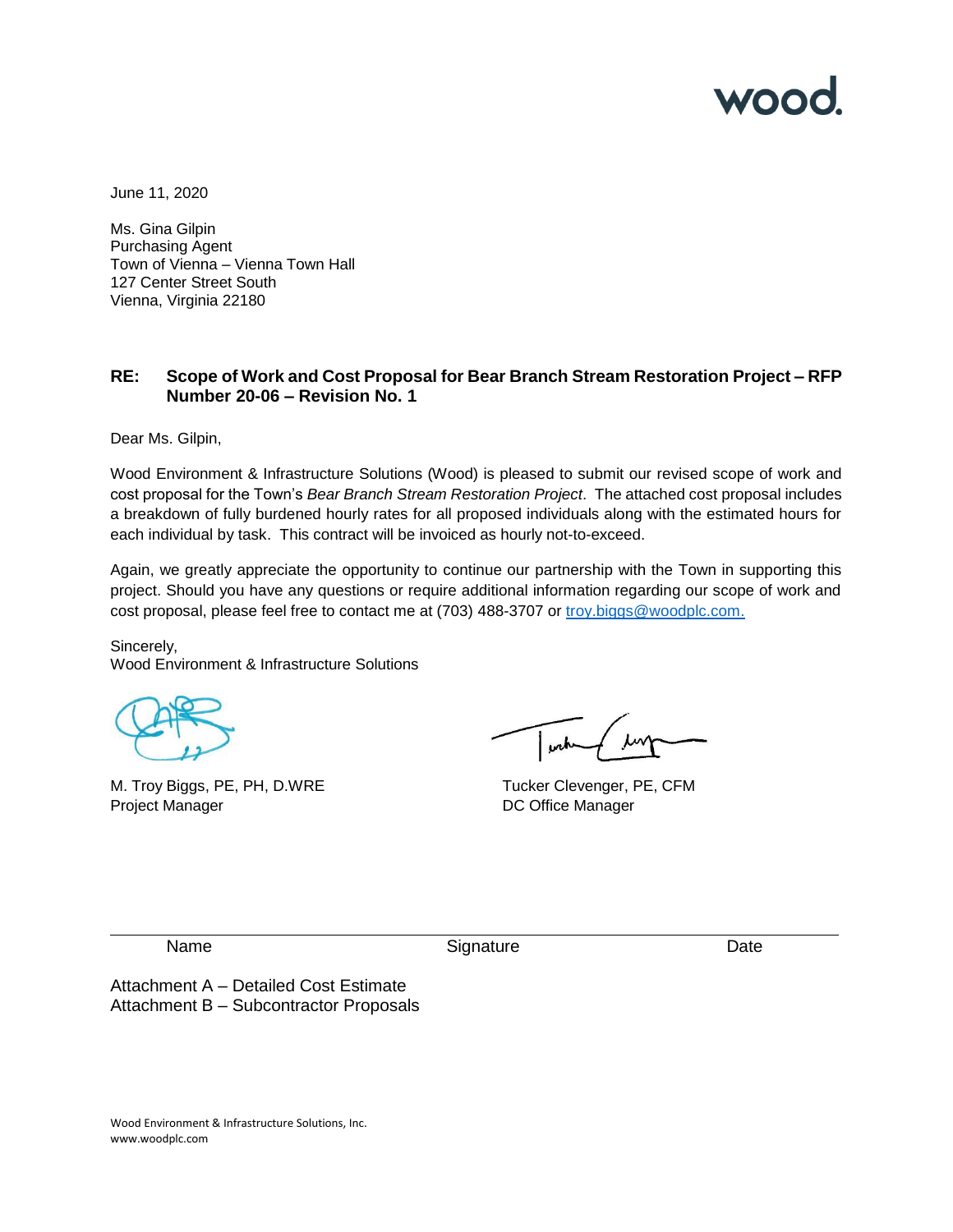wood.

June 11, 2020

Ms. Gina Gilpin
Purchasing Agent
Town of Vienna – Vienna Town Hall
127 Center Street South
Vienna, Virginia 22180

**RE: Scope of Work and Cost Proposal for Bear Branch Stream Restoration Project – RFP Number 20-06 – Revision No. 1**

Dear Ms. Gilpin,

Wood Environment & Infrastructure Solutions (Wood) is pleased to submit our revised scope of work and cost proposal for the Town's *Bear Branch Stream Restoration Project*. The attached cost proposal includes a breakdown of fully burdened hourly rates for all proposed individuals along with the estimated hours for each individual by task. This contract will be invoiced as hourly not-to-exceed.

Again, we greatly appreciate the opportunity to continue our partnership with the Town in supporting this project. Should you have any questions or require additional information regarding our scope of work and cost proposal, please feel free to contact me at (703) 488-3707 or troy.biggs@woodplc.com.

Sincerely,
Wood Environment & Infrastructure Solutions

M. Troy Biggs, PE, PH, D.WRE
Project Manager

Tucker Clevenger, PE, CFM
DC Office Manager

| Name | Signature | Date |
|---|---|---|

Attachment A – Detailed Cost Estimate
Attachment B – Subcontractor Proposals

Wood Environment & Infrastructure Solutions, Inc.
www.woodplc.com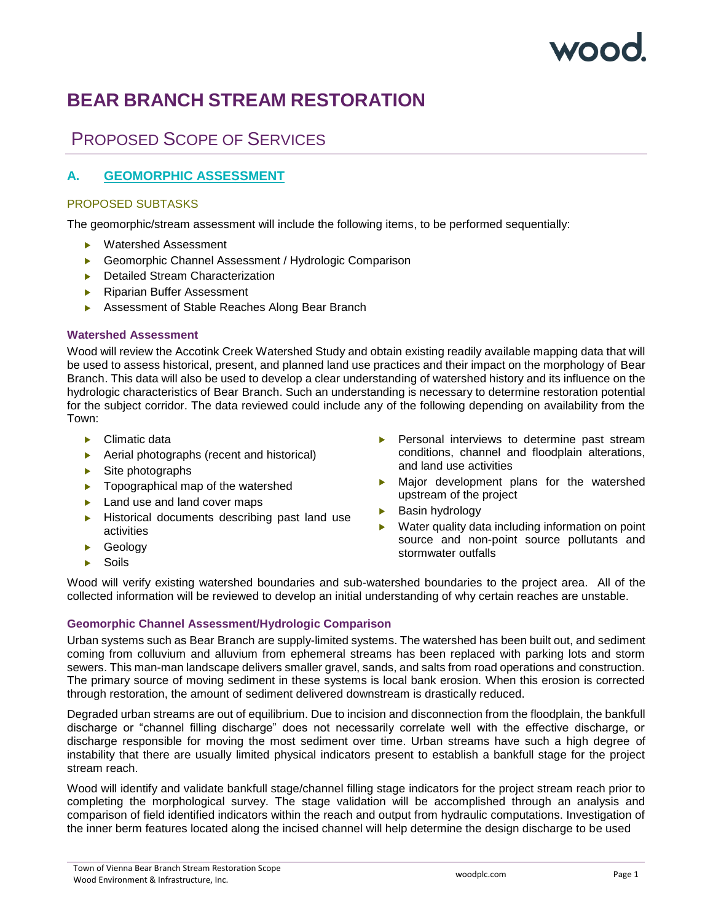# BEAR BRANCH STREAM RESTORATION

## PROPOSED SCOPE OF SERVICES

### A. GEOMORPHIC ASSESSMENT

#### PROPOSED SUBTASKS

The geomorphic/stream assessment will include the following items, to be performed sequentially:

- Watershed Assessment
- Geomorphic Channel Assessment / Hydrologic Comparison
- Detailed Stream Characterization
- Riparian Buffer Assessment
- Assessment of Stable Reaches Along Bear Branch

**Watershed Assessment**

Wood will review the Accotink Creek Watershed Study and obtain existing readily available mapping data that will be used to assess historical, present, and planned land use practices and their impact on the morphology of Bear Branch. This data will also be used to develop a clear understanding of watershed history and its influence on the hydrologic characteristics of Bear Branch. Such an understanding is necessary to determine restoration potential for the subject corridor. The data reviewed could include any of the following depending on availability from the Town:

- Climatic data
- Aerial photographs (recent and historical)
- Site photographs
- Topographical map of the watershed
- Land use and land cover maps
- Historical documents describing past land use activities
- Geology
- Soils
- Personal interviews to determine past stream conditions, channel and floodplain alterations, and land use activities
- Major development plans for the watershed upstream of the project
- Basin hydrology
- Water quality data including information on point source and non-point source pollutants and stormwater outfalls

Wood will verify existing watershed boundaries and sub-watershed boundaries to the project area. All of the collected information will be reviewed to develop an initial understanding of why certain reaches are unstable.

**Geomorphic Channel Assessment/Hydrologic Comparison**

Urban systems such as Bear Branch are supply-limited systems. The watershed has been built out, and sediment coming from colluvium and alluvium from ephemeral streams has been replaced with parking lots and storm sewers. This man-man landscape delivers smaller gravel, sands, and salts from road operations and construction. The primary source of moving sediment in these systems is local bank erosion. When this erosion is corrected through restoration, the amount of sediment delivered downstream is drastically reduced.

Degraded urban streams are out of equilibrium. Due to incision and disconnection from the floodplain, the bankfull discharge or "channel filling discharge" does not necessarily correlate well with the effective discharge, or discharge responsible for moving the most sediment over time. Urban streams have such a high degree of instability that there are usually limited physical indicators present to establish a bankfull stage for the project stream reach.

Wood will identify and validate bankfull stage/channel filling stage indicators for the project stream reach prior to completing the morphological survey. The stage validation will be accomplished through an analysis and comparison of field identified indicators within the reach and output from hydraulic computations. Investigation of the inner berm features located along the incised channel will help determine the design discharge to be used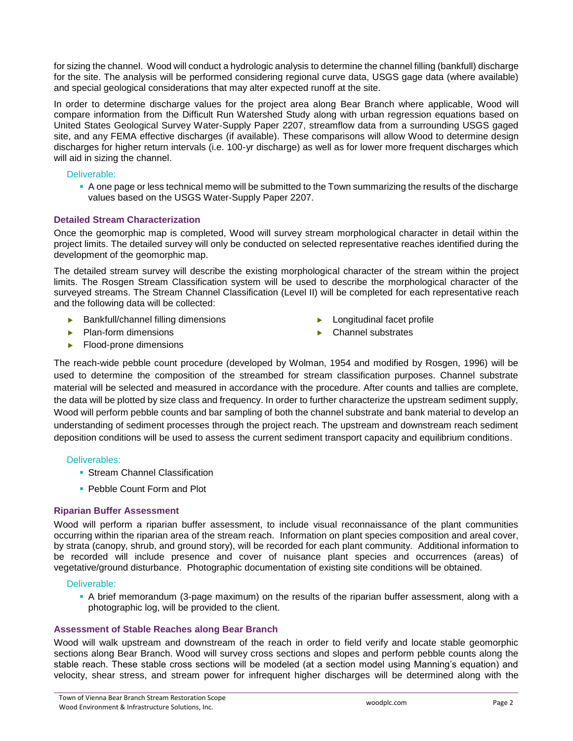for sizing the channel. Wood will conduct a hydrologic analysis to determine the channel filling (bankfull) discharge for the site. The analysis will be performed considering regional curve data, USGS gage data (where available) and special geological considerations that may alter expected runoff at the site.

In order to determine discharge values for the project area along Bear Branch where applicable, Wood will compare information from the Difficult Run Watershed Study along with urban regression equations based on United States Geological Survey Water-Supply Paper 2207, streamflow data from a surrounding USGS gaged site, and any FEMA effective discharges (if available). These comparisons will allow Wood to determine design discharges for higher return intervals (i.e. 100-yr discharge) as well as for lower more frequent discharges which will aid in sizing the channel.

Deliverable:

- A one page or less technical memo will be submitted to the Town summarizing the results of the discharge values based on the USGS Water-Supply Paper 2207.

### Detailed Stream Characterization

Once the geomorphic map is completed, Wood will survey stream morphological character in detail within the project limits. The detailed survey will only be conducted on selected representative reaches identified during the development of the geomorphic map.

The detailed stream survey will describe the existing morphological character of the stream within the project limits. The Rosgen Stream Classification system will be used to describe the morphological character of the surveyed streams. The Stream Channel Classification (Level II) will be completed for each representative reach and the following data will be collected:

- Bankfull/channel filling dimensions
- Plan-form dimensions
- Flood-prone dimensions
- Longitudinal facet profile
- Channel substrates

The reach-wide pebble count procedure (developed by Wolman, 1954 and modified by Rosgen, 1996) will be used to determine the composition of the streambed for stream classification purposes. Channel substrate material will be selected and measured in accordance with the procedure. After counts and tallies are complete, the data will be plotted by size class and frequency. In order to further characterize the upstream sediment supply, Wood will perform pebble counts and bar sampling of both the channel substrate and bank material to develop an understanding of sediment processes through the project reach. The upstream and downstream reach sediment deposition conditions will be used to assess the current sediment transport capacity and equilibrium conditions.

Deliverables:

- Stream Channel Classification
- Pebble Count Form and Plot

### Riparian Buffer Assessment

Wood will perform a riparian buffer assessment, to include visual reconnaissance of the plant communities occurring within the riparian area of the stream reach. Information on plant species composition and areal cover, by strata (canopy, shrub, and ground story), will be recorded for each plant community. Additional information to be recorded will include presence and cover of nuisance plant species and occurrences (areas) of vegetative/ground disturbance. Photographic documentation of existing site conditions will be obtained.

Deliverable:

- A brief memorandum (3-page maximum) on the results of the riparian buffer assessment, along with a photographic log, will be provided to the client.

### Assessment of Stable Reaches along Bear Branch

Wood will walk upstream and downstream of the reach in order to field verify and locate stable geomorphic sections along Bear Branch. Wood will survey cross sections and slopes and perform pebble counts along the stable reach. These stable cross sections will be modeled (at a section model using Manning's equation) and velocity, shear stress, and stream power for infrequent higher discharges will be determined along with the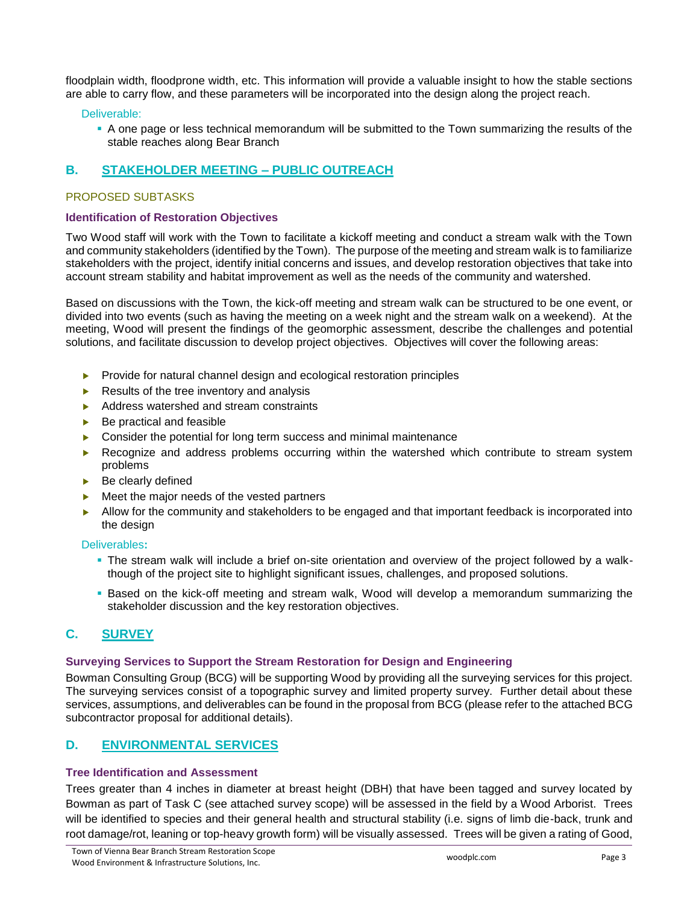floodplain width, floodprone width, etc. This information will provide a valuable insight to how the stable sections are able to carry flow, and these parameters will be incorporated into the design along the project reach.

Deliverable:

- A one page or less technical memorandum will be submitted to the Town summarizing the results of the stable reaches along Bear Branch

## B. STAKEHOLDER MEETING – PUBLIC OUTREACH

PROPOSED SUBTASKS

### Identification of Restoration Objectives

Two Wood staff will work with the Town to facilitate a kickoff meeting and conduct a stream walk with the Town and community stakeholders (identified by the Town). The purpose of the meeting and stream walk is to familiarize stakeholders with the project, identify initial concerns and issues, and develop restoration objectives that take into account stream stability and habitat improvement as well as the needs of the community and watershed.

Based on discussions with the Town, the kick-off meeting and stream walk can be structured to be one event, or divided into two events (such as having the meeting on a week night and the stream walk on a weekend). At the meeting, Wood will present the findings of the geomorphic assessment, describe the challenges and potential solutions, and facilitate discussion to develop project objectives. Objectives will cover the following areas:

- Provide for natural channel design and ecological restoration principles
- Results of the tree inventory and analysis
- Address watershed and stream constraints
- Be practical and feasible
- Consider the potential for long term success and minimal maintenance
- Recognize and address problems occurring within the watershed which contribute to stream system problems
- Be clearly defined
- Meet the major needs of the vested partners
- Allow for the community and stakeholders to be engaged and that important feedback is incorporated into the design

Deliverables:

- The stream walk will include a brief on-site orientation and overview of the project followed by a walk-though of the project site to highlight significant issues, challenges, and proposed solutions.
- Based on the kick-off meeting and stream walk, Wood will develop a memorandum summarizing the stakeholder discussion and the key restoration objectives.

## C. SURVEY

### Surveying Services to Support the Stream Restoration for Design and Engineering

Bowman Consulting Group (BCG) will be supporting Wood by providing all the surveying services for this project. The surveying services consist of a topographic survey and limited property survey. Further detail about these services, assumptions, and deliverables can be found in the proposal from BCG (please refer to the attached BCG subcontractor proposal for additional details).

## D. ENVIRONMENTAL SERVICES

### Tree Identification and Assessment

Trees greater than 4 inches in diameter at breast height (DBH) that have been tagged and survey located by Bowman as part of Task C (see attached survey scope) will be assessed in the field by a Wood Arborist. Trees will be identified to species and their general health and structural stability (i.e. signs of limb die-back, trunk and root damage/rot, leaning or top-heavy growth form) will be visually assessed. Trees will be given a rating of Good,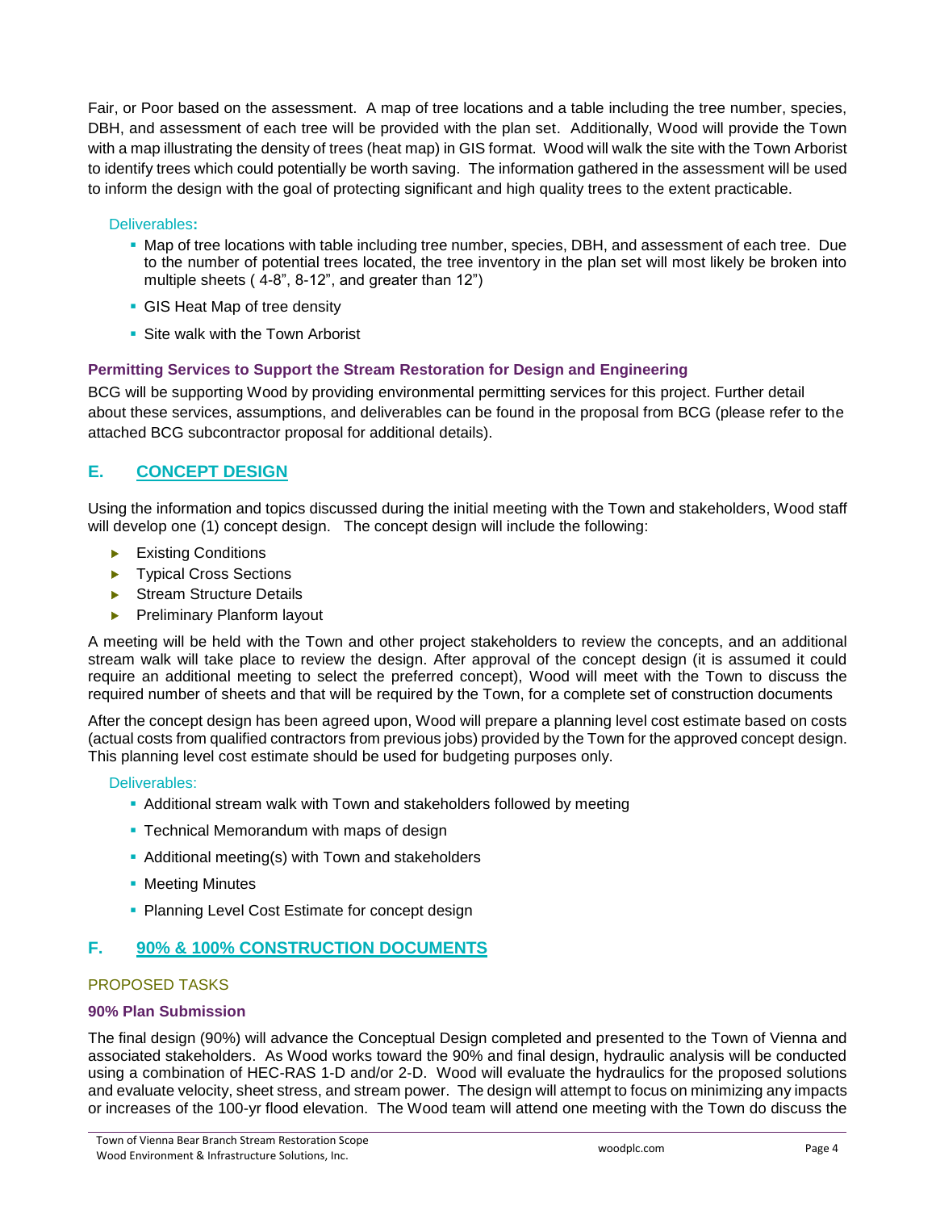Fair, or Poor based on the assessment. A map of tree locations and a table including the tree number, species, DBH, and assessment of each tree will be provided with the plan set. Additionally, Wood will provide the Town with a map illustrating the density of trees (heat map) in GIS format. Wood will walk the site with the Town Arborist to identify trees which could potentially be worth saving. The information gathered in the assessment will be used to inform the design with the goal of protecting significant and high quality trees to the extent practicable.

Deliverables**:**

- Map of tree locations with table including tree number, species, DBH, and assessment of each tree. Due to the number of potential trees located, the tree inventory in the plan set will most likely be broken into multiple sheets ( 4-8", 8-12", and greater than 12")
- GIS Heat Map of tree density
- Site walk with the Town Arborist

**Permitting Services to Support the Stream Restoration for Design and Engineering**

BCG will be supporting Wood by providing environmental permitting services for this project. Further detail about these services, assumptions, and deliverables can be found in the proposal from BCG (please refer to the attached BCG subcontractor proposal for additional details).

## E. CONCEPT DESIGN

Using the information and topics discussed during the initial meeting with the Town and stakeholders, Wood staff will develop one (1) concept design. The concept design will include the following:

- Existing Conditions
- Typical Cross Sections
- Stream Structure Details
- Preliminary Planform layout

A meeting will be held with the Town and other project stakeholders to review the concepts, and an additional stream walk will take place to review the design. After approval of the concept design (it is assumed it could require an additional meeting to select the preferred concept), Wood will meet with the Town to discuss the required number of sheets and that will be required by the Town, for a complete set of construction documents

After the concept design has been agreed upon, Wood will prepare a planning level cost estimate based on costs (actual costs from qualified contractors from previous jobs) provided by the Town for the approved concept design. This planning level cost estimate should be used for budgeting purposes only.

Deliverables:

- Additional stream walk with Town and stakeholders followed by meeting
- Technical Memorandum with maps of design
- Additional meeting(s) with Town and stakeholders
- Meeting Minutes
- Planning Level Cost Estimate for concept design

## F. 90% & 100% CONSTRUCTION DOCUMENTS

### PROPOSED TASKS

**90% Plan Submission**

The final design (90%) will advance the Conceptual Design completed and presented to the Town of Vienna and associated stakeholders. As Wood works toward the 90% and final design, hydraulic analysis will be conducted using a combination of HEC-RAS 1-D and/or 2-D. Wood will evaluate the hydraulics for the proposed solutions and evaluate velocity, sheet stress, and stream power. The design will attempt to focus on minimizing any impacts or increases of the 100-yr flood elevation. The Wood team will attend one meeting with the Town do discuss the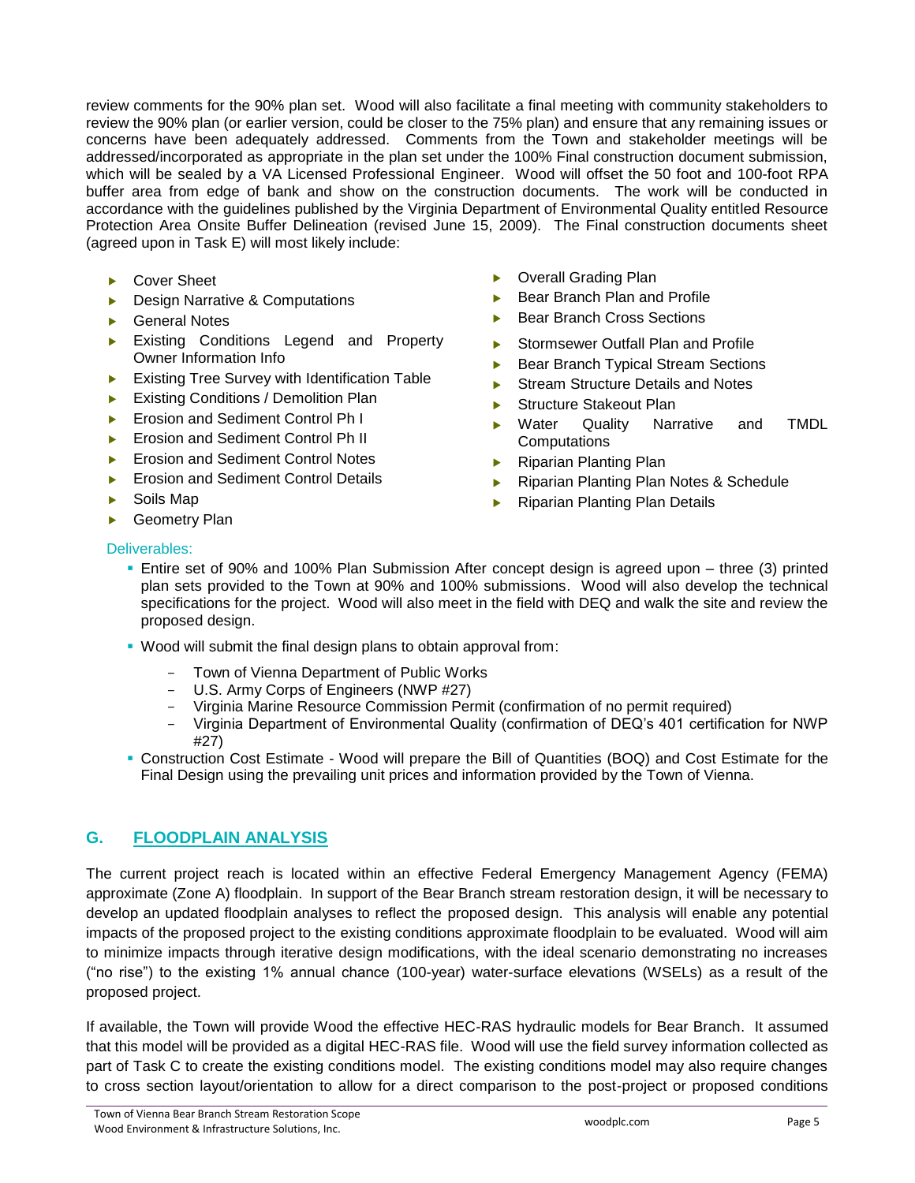review comments for the 90% plan set. Wood will also facilitate a final meeting with community stakeholders to review the 90% plan (or earlier version, could be closer to the 75% plan) and ensure that any remaining issues or concerns have been adequately addressed. Comments from the Town and stakeholder meetings will be addressed/incorporated as appropriate in the plan set under the 100% Final construction document submission, which will be sealed by a VA Licensed Professional Engineer. Wood will offset the 50 foot and 100-foot RPA buffer area from edge of bank and show on the construction documents. The work will be conducted in accordance with the guidelines published by the Virginia Department of Environmental Quality entitled Resource Protection Area Onsite Buffer Delineation (revised June 15, 2009). The Final construction documents sheet (agreed upon in Task E) will most likely include:

- Cover Sheet
- Design Narrative & Computations
- General Notes
- Existing Conditions Legend and Property Owner Information Info
- Existing Tree Survey with Identification Table
- Existing Conditions / Demolition Plan
- Erosion and Sediment Control Ph I
- Erosion and Sediment Control Ph II
- Erosion and Sediment Control Notes
- Erosion and Sediment Control Details
- Soils Map
- Geometry Plan
- Overall Grading Plan
- Bear Branch Plan and Profile
- Bear Branch Cross Sections
- Stormsewer Outfall Plan and Profile
- Bear Branch Typical Stream Sections
- Stream Structure Details and Notes
- Structure Stakeout Plan
- Water Quality Narrative and TMDL Computations
- Riparian Planting Plan
- Riparian Planting Plan Notes & Schedule
- Riparian Planting Plan Details

Deliverables:

- Entire set of 90% and 100% Plan Submission After concept design is agreed upon – three (3) printed plan sets provided to the Town at 90% and 100% submissions. Wood will also develop the technical specifications for the project. Wood will also meet in the field with DEQ and walk the site and review the proposed design.
- Wood will submit the final design plans to obtain approval from:
  - Town of Vienna Department of Public Works
  - U.S. Army Corps of Engineers (NWP #27)
  - Virginia Marine Resource Commission Permit (confirmation of no permit required)
  - Virginia Department of Environmental Quality (confirmation of DEQ's 401 certification for NWP #27)
- Construction Cost Estimate - Wood will prepare the Bill of Quantities (BOQ) and Cost Estimate for the Final Design using the prevailing unit prices and information provided by the Town of Vienna.

## G. FLOODPLAIN ANALYSIS

The current project reach is located within an effective Federal Emergency Management Agency (FEMA) approximate (Zone A) floodplain. In support of the Bear Branch stream restoration design, it will be necessary to develop an updated floodplain analyses to reflect the proposed design. This analysis will enable any potential impacts of the proposed project to the existing conditions approximate floodplain to be evaluated. Wood will aim to minimize impacts through iterative design modifications, with the ideal scenario demonstrating no increases ("no rise") to the existing 1% annual chance (100-year) water-surface elevations (WSELs) as a result of the proposed project.

If available, the Town will provide Wood the effective HEC-RAS hydraulic models for Bear Branch. It assumed that this model will be provided as a digital HEC-RAS file. Wood will use the field survey information collected as part of Task C to create the existing conditions model. The existing conditions model may also require changes to cross section layout/orientation to allow for a direct comparison to the post-project or proposed conditions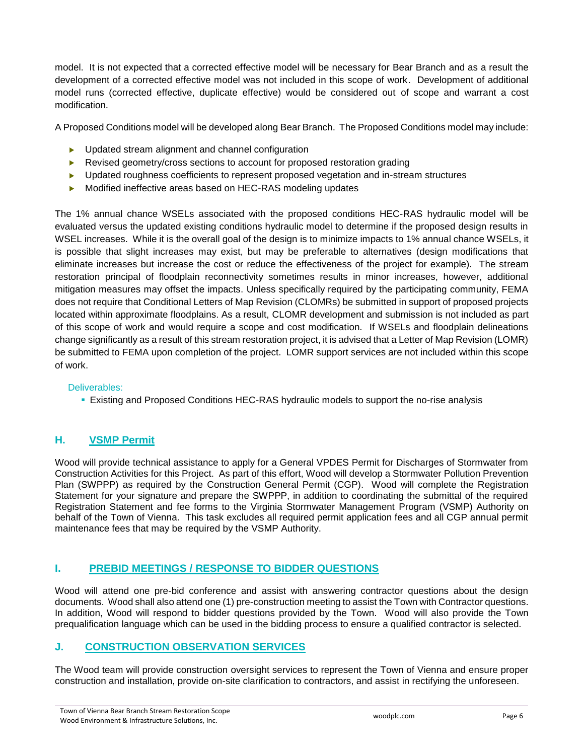model. It is not expected that a corrected effective model will be necessary for Bear Branch and as a result the development of a corrected effective model was not included in this scope of work. Development of additional model runs (corrected effective, duplicate effective) would be considered out of scope and warrant a cost modification.

A Proposed Conditions model will be developed along Bear Branch. The Proposed Conditions model may include:

- Updated stream alignment and channel configuration
- Revised geometry/cross sections to account for proposed restoration grading
- Updated roughness coefficients to represent proposed vegetation and in-stream structures
- Modified ineffective areas based on HEC-RAS modeling updates

The 1% annual chance WSELs associated with the proposed conditions HEC-RAS hydraulic model will be evaluated versus the updated existing conditions hydraulic model to determine if the proposed design results in WSEL increases. While it is the overall goal of the design is to minimize impacts to 1% annual chance WSELs, it is possible that slight increases may exist, but may be preferable to alternatives (design modifications that eliminate increases but increase the cost or reduce the effectiveness of the project for example). The stream restoration principal of floodplain reconnectivity sometimes results in minor increases, however, additional mitigation measures may offset the impacts. Unless specifically required by the participating community, FEMA does not require that Conditional Letters of Map Revision (CLOMRs) be submitted in support of proposed projects located within approximate floodplains. As a result, CLOMR development and submission is not included as part of this scope of work and would require a scope and cost modification. If WSELs and floodplain delineations change significantly as a result of this stream restoration project, it is advised that a Letter of Map Revision (LOMR) be submitted to FEMA upon completion of the project. LOMR support services are not included within this scope of work.

Deliverables:

- Existing and Proposed Conditions HEC-RAS hydraulic models to support the no-rise analysis

## H. VSMP Permit

Wood will provide technical assistance to apply for a General VPDES Permit for Discharges of Stormwater from Construction Activities for this Project. As part of this effort, Wood will develop a Stormwater Pollution Prevention Plan (SWPPP) as required by the Construction General Permit (CGP). Wood will complete the Registration Statement for your signature and prepare the SWPPP, in addition to coordinating the submittal of the required Registration Statement and fee forms to the Virginia Stormwater Management Program (VSMP) Authority on behalf of the Town of Vienna. This task excludes all required permit application fees and all CGP annual permit maintenance fees that may be required by the VSMP Authority.

## I. PREBID MEETINGS / RESPONSE TO BIDDER QUESTIONS

Wood will attend one pre-bid conference and assist with answering contractor questions about the design documents. Wood shall also attend one (1) pre-construction meeting to assist the Town with Contractor questions. In addition, Wood will respond to bidder questions provided by the Town. Wood will also provide the Town prequalification language which can be used in the bidding process to ensure a qualified contractor is selected.

## J. CONSTRUCTION OBSERVATION SERVICES

The Wood team will provide construction oversight services to represent the Town of Vienna and ensure proper construction and installation, provide on-site clarification to contractors, and assist in rectifying the unforeseen.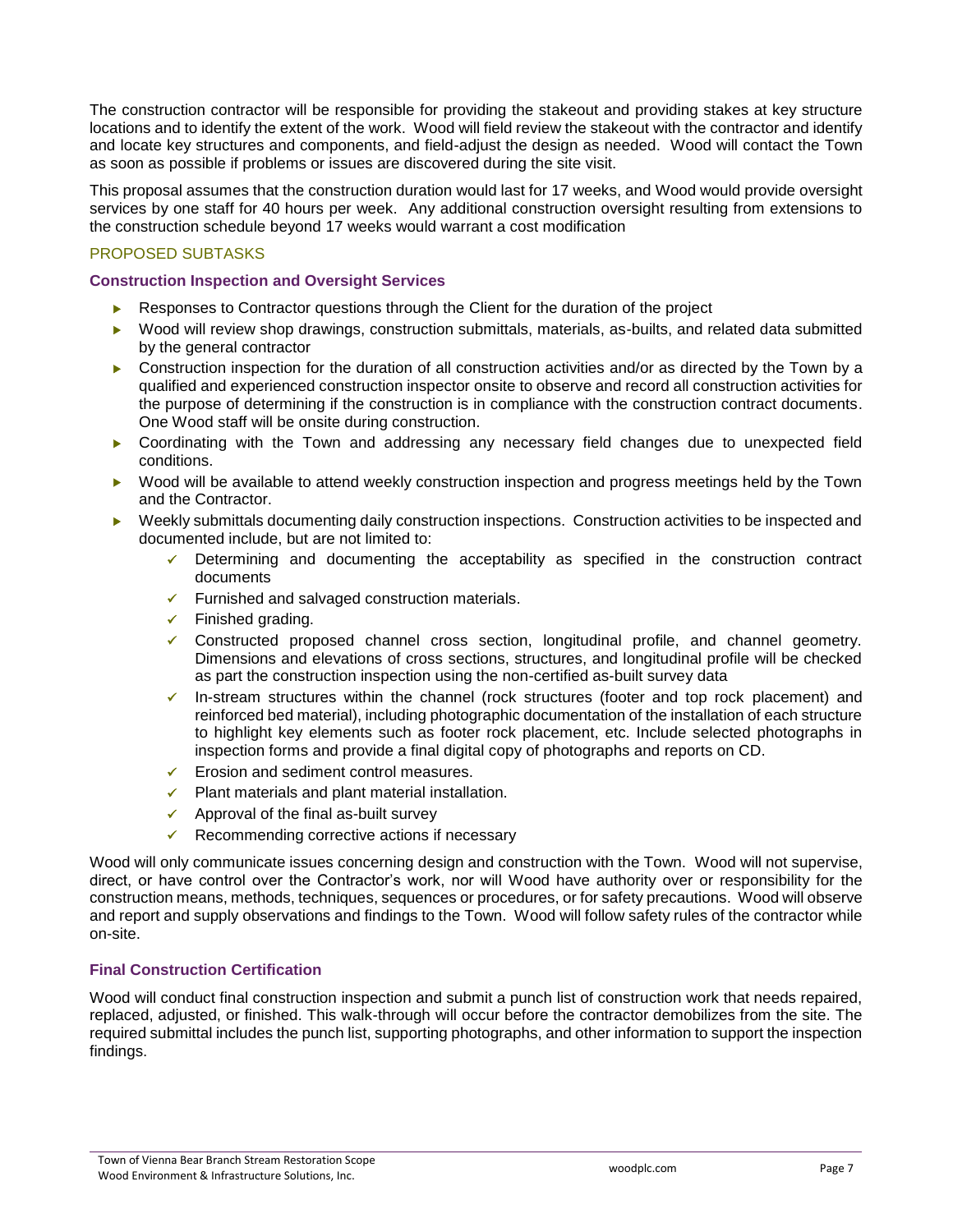The construction contractor will be responsible for providing the stakeout and providing stakes at key structure locations and to identify the extent of the work. Wood will field review the stakeout with the contractor and identify and locate key structures and components, and field-adjust the design as needed. Wood will contact the Town as soon as possible if problems or issues are discovered during the site visit.

This proposal assumes that the construction duration would last for 17 weeks, and Wood would provide oversight services by one staff for 40 hours per week. Any additional construction oversight resulting from extensions to the construction schedule beyond 17 weeks would warrant a cost modification

## PROPOSED SUBTASKS

### Construction Inspection and Oversight Services

- Responses to Contractor questions through the Client for the duration of the project
- Wood will review shop drawings, construction submittals, materials, as-builts, and related data submitted by the general contractor
- Construction inspection for the duration of all construction activities and/or as directed by the Town by a qualified and experienced construction inspector onsite to observe and record all construction activities for the purpose of determining if the construction is in compliance with the construction contract documents. One Wood staff will be onsite during construction.
- Coordinating with the Town and addressing any necessary field changes due to unexpected field conditions.
- Wood will be available to attend weekly construction inspection and progress meetings held by the Town and the Contractor.
- Weekly submittals documenting daily construction inspections. Construction activities to be inspected and documented include, but are not limited to:
  - ✓ Determining and documenting the acceptability as specified in the construction contract documents
  - ✓ Furnished and salvaged construction materials.
  - ✓ Finished grading.
  - ✓ Constructed proposed channel cross section, longitudinal profile, and channel geometry. Dimensions and elevations of cross sections, structures, and longitudinal profile will be checked as part the construction inspection using the non-certified as-built survey data
  - ✓ In-stream structures within the channel (rock structures (footer and top rock placement) and reinforced bed material), including photographic documentation of the installation of each structure to highlight key elements such as footer rock placement, etc. Include selected photographs in inspection forms and provide a final digital copy of photographs and reports on CD.
  - ✓ Erosion and sediment control measures.
  - ✓ Plant materials and plant material installation.
  - ✓ Approval of the final as-built survey
  - ✓ Recommending corrective actions if necessary

Wood will only communicate issues concerning design and construction with the Town. Wood will not supervise, direct, or have control over the Contractor's work, nor will Wood have authority over or responsibility for the construction means, methods, techniques, sequences or procedures, or for safety precautions. Wood will observe and report and supply observations and findings to the Town. Wood will follow safety rules of the contractor while on-site.

### Final Construction Certification

Wood will conduct final construction inspection and submit a punch list of construction work that needs repaired, replaced, adjusted, or finished. This walk-through will occur before the contractor demobilizes from the site. The required submittal includes the punch list, supporting photographs, and other information to support the inspection findings.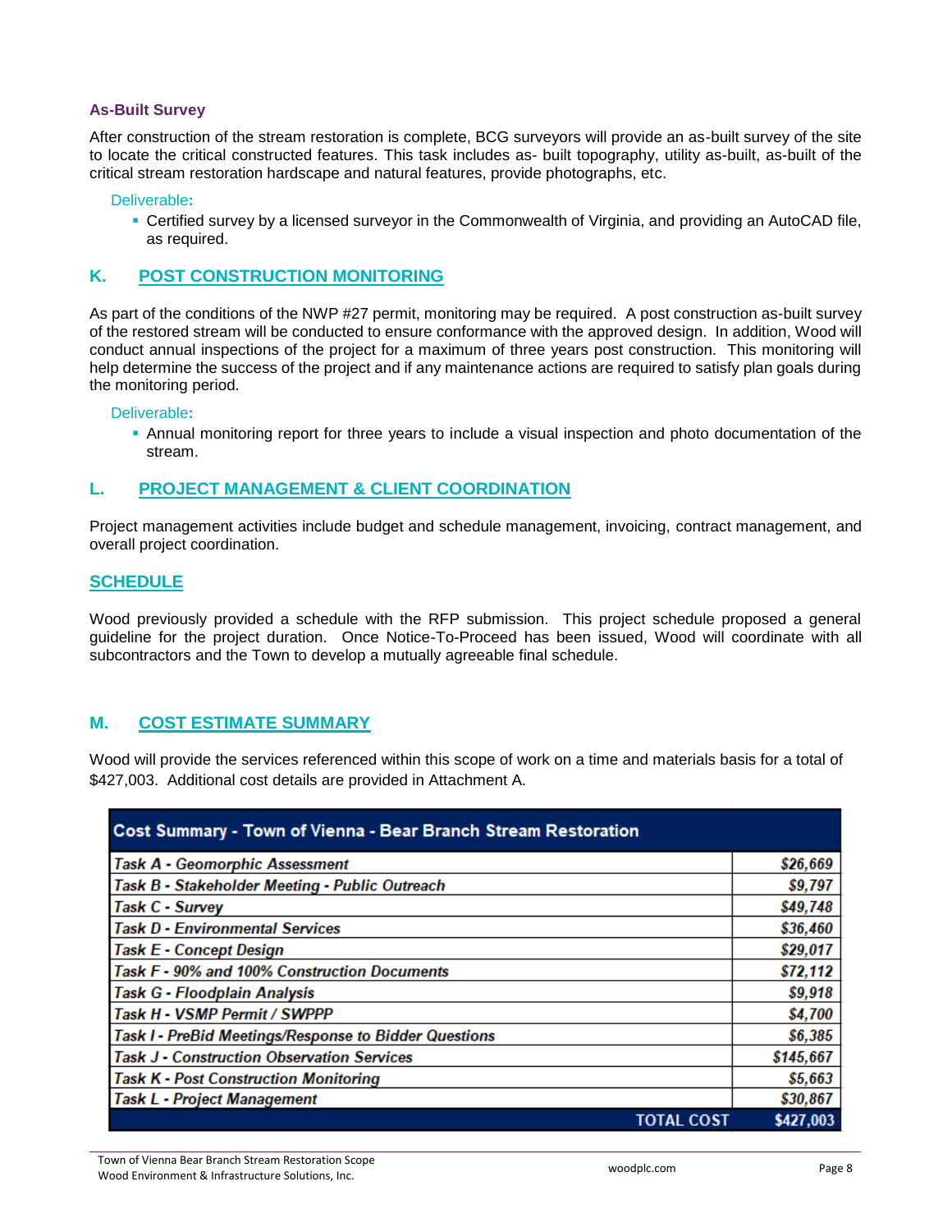### As-Built Survey

After construction of the stream restoration is complete, BCG surveyors will provide an as-built survey of the site to locate the critical constructed features. This task includes as- built topography, utility as-built, as-built of the critical stream restoration hardscape and natural features, provide photographs, etc.

Deliverable:

- Certified survey by a licensed surveyor in the Commonwealth of Virginia, and providing an AutoCAD file, as required.

## K. POST CONSTRUCTION MONITORING

As part of the conditions of the NWP #27 permit, monitoring may be required. A post construction as-built survey of the restored stream will be conducted to ensure conformance with the approved design. In addition, Wood will conduct annual inspections of the project for a maximum of three years post construction. This monitoring will help determine the success of the project and if any maintenance actions are required to satisfy plan goals during the monitoring period.

Deliverable:

- Annual monitoring report for three years to include a visual inspection and photo documentation of the stream.

## L. PROJECT MANAGEMENT & CLIENT COORDINATION

Project management activities include budget and schedule management, invoicing, contract management, and overall project coordination.

## SCHEDULE

Wood previously provided a schedule with the RFP submission. This project schedule proposed a general guideline for the project duration. Once Notice-To-Proceed has been issued, Wood will coordinate with all subcontractors and the Town to develop a mutually agreeable final schedule.

## M. COST ESTIMATE SUMMARY

Wood will provide the services referenced within this scope of work on a time and materials basis for a total of $427,003. Additional cost details are provided in Attachment A.

| Cost Summary - Town of Vienna - Bear Branch Stream Restoration | |
|---|---|
| *Task A - Geomorphic Assessment* | *$26,669* |
| *Task B - Stakeholder Meeting - Public Outreach* | *$9,797* |
| *Task C - Survey* | *$49,748* |
| *Task D - Environmental Services* | *$36,460* |
| *Task E - Concept Design* | *$29,017* |
| *Task F - 90% and 100% Construction Documents* | *$72,112* |
| *Task G - Floodplain Analysis* | *$9,918* |
| *Task H - VSMP Permit / SWPPP* | *$4,700* |
| *Task I - PreBid Meetings/Response to Bidder Questions* | *$6,385* |
| *Task J - Construction Observation Services* | *$145,667* |
| *Task K - Post Construction Monitoring* | *$5,663* |
| *Task L - Project Management* | *$30,867* |
| **TOTAL COST** | **$427,003** |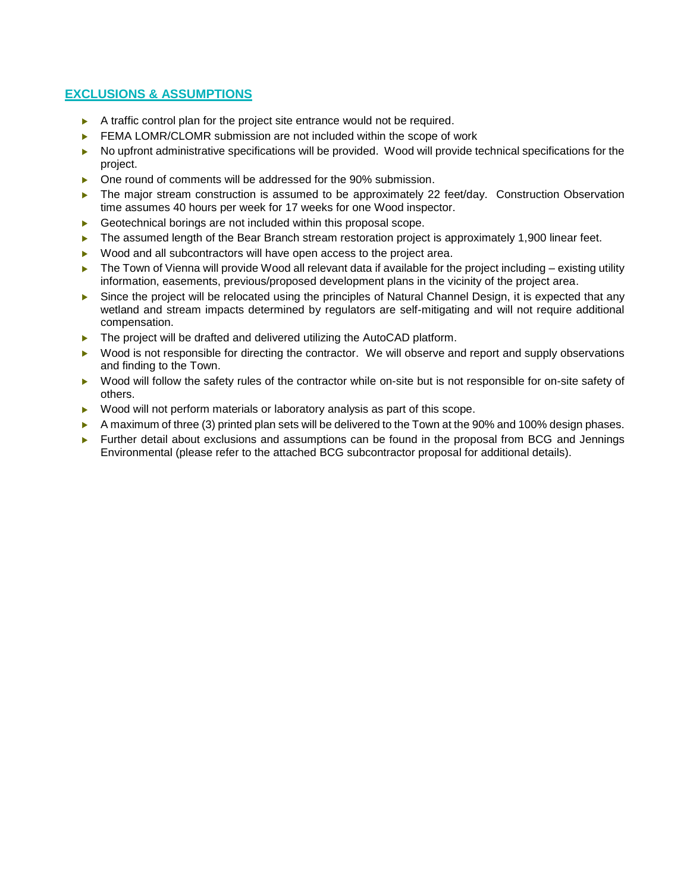## EXCLUSIONS & ASSUMPTIONS

- A traffic control plan for the project site entrance would not be required.
- FEMA LOMR/CLOMR submission are not included within the scope of work
- No upfront administrative specifications will be provided. Wood will provide technical specifications for the project.
- One round of comments will be addressed for the 90% submission.
- The major stream construction is assumed to be approximately 22 feet/day. Construction Observation time assumes 40 hours per week for 17 weeks for one Wood inspector.
- Geotechnical borings are not included within this proposal scope.
- The assumed length of the Bear Branch stream restoration project is approximately 1,900 linear feet.
- Wood and all subcontractors will have open access to the project area.
- The Town of Vienna will provide Wood all relevant data if available for the project including – existing utility information, easements, previous/proposed development plans in the vicinity of the project area.
- Since the project will be relocated using the principles of Natural Channel Design, it is expected that any wetland and stream impacts determined by regulators are self-mitigating and will not require additional compensation.
- The project will be drafted and delivered utilizing the AutoCAD platform.
- Wood is not responsible for directing the contractor. We will observe and report and supply observations and finding to the Town.
- Wood will follow the safety rules of the contractor while on-site but is not responsible for on-site safety of others.
- Wood will not perform materials or laboratory analysis as part of this scope.
- A maximum of three (3) printed plan sets will be delivered to the Town at the 90% and 100% design phases.
- Further detail about exclusions and assumptions can be found in the proposal from BCG and Jennings Environmental (please refer to the attached BCG subcontractor proposal for additional details).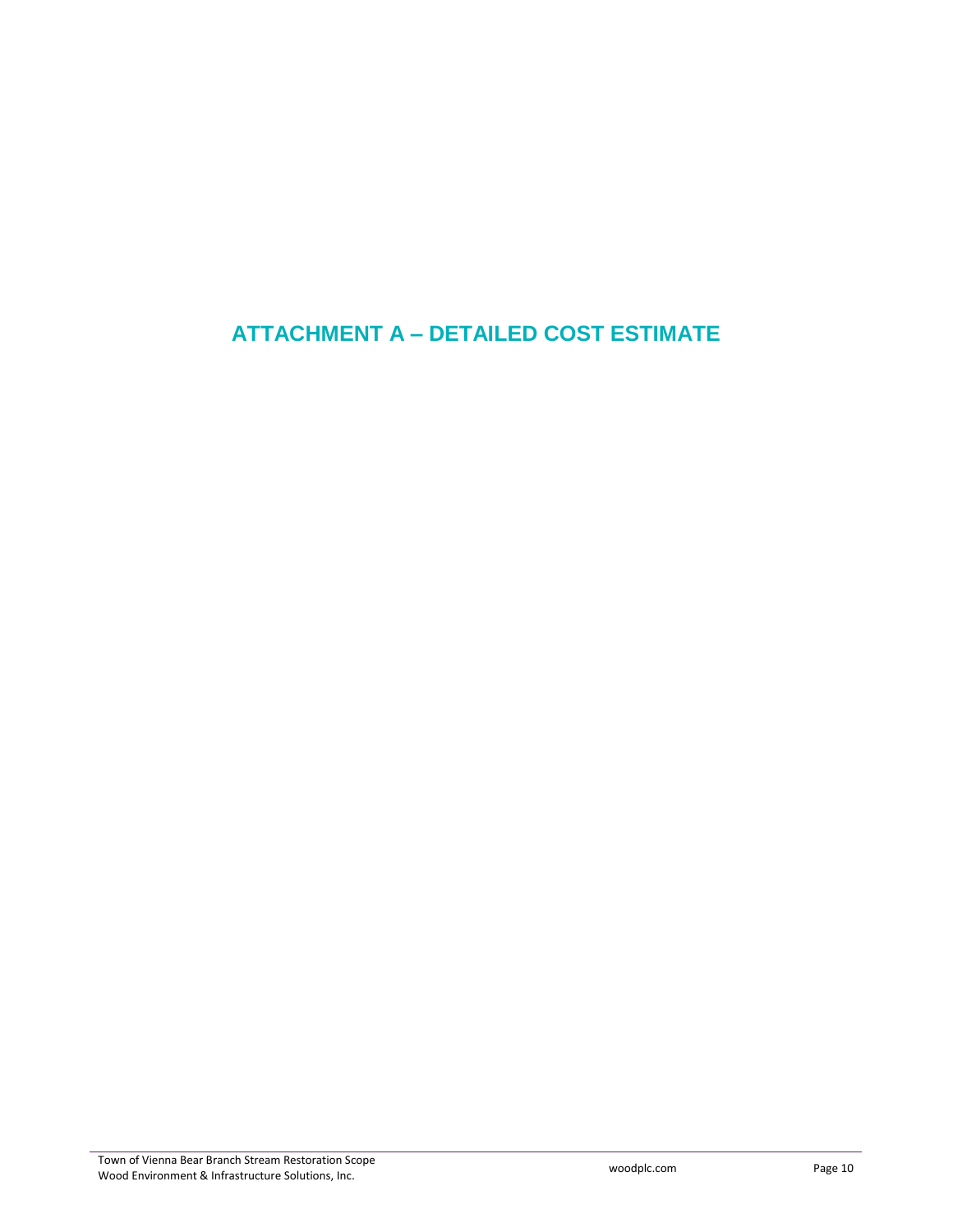# ATTACHMENT A – DETAILED COST ESTIMATE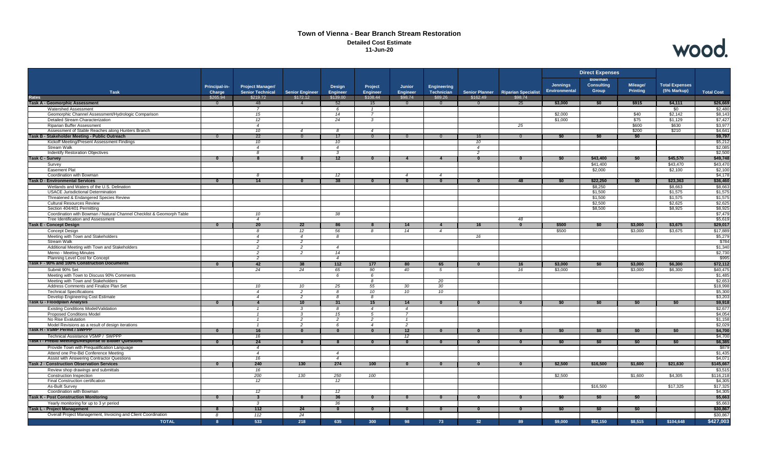# Town of Vienna - Bear Branch Stream Restoration

**Detailed Cost Estimate**

**11-Jun-20**

| Task | Principal-in-Charge | Project Manager/ Senior Technical | Senior Engineer | Design Engineer | Project Engineer | Junior Engineer | Engineering Technician | Senior Planner | Riparian Specialist | Direct Expenses | | | Total Expenses (5% Markup) | Total Cost |
|---|---|---|---|---|---|---|---|---|---|---|---|---|---|---|
| | | | | | | | | | | Jennings Environmental | Bowman Consulting Group | Mileage/ Printing | | |
| **Rates** | $265.94 | $219.72 | $172.12 | $139.00 | $108.44 | $98.74 | $89.26 | $162.49 | $98.74 | | | | | |
| **Task A - Geomorphic Assessment** | 0 | 48 | 4 | 52 | 15 | 0 | 0 | 0 | 25 | $3,000 | $0 | $915 | $4,111 | $26,669 |
| Watershed Assessment | | 7 | | 6 | 1 | | | | | | | | $0 | $2,480 |
| Geomorphic Channel Assessment/Hydrologic Comparison | | 15 | | 14 | 7 | | | | | $2,000 | | $40 | $2,142 | $8,143 |
| Detailed Stream Characterization | | 12 | | 24 | 3 | | | | | $1,000 | | $75 | $1,129 | $7,427 |
| Riparian Buffer Assessment | | 4 | | | | | | | 25 | | | $600 | $630 | $3,977 |
| Assessment of Stable Reaches along Hunters Branch | | 10 | 4 | 8 | 4 | | | | | | | $200 | $210 | $4,641 |
| **Task B - Stakeholder Meeting - Public Outreach** | 0 | 22 | 0 | 17 | 0 | 0 | 0 | 16 | 0 | $0 | $0 | $0 | | $9,797 |
| Kickoff Meeting/Present Assessment Findings | | 10 | | 10 | | | | 10 | | | | | | $5,212 |
| Stream Walk | | 4 | | 4 | | | | 4 | | | | | | $2,085 |
| Indentify Restoration Objectives | | 8 | | 3 | | | | 2 | | | | | | $2,500 |
| **Task C - Survey** | 0 | 8 | 0 | 12 | 0 | 4 | 4 | 0 | 0 | $0 | $43,400 | $0 | $45,570 | $49,748 |
| Survey | | | | | | | | | | | $41,400 | | $43,470 | $43,470 |
| Easement Plat | | | | | | | | | | | $2,000 | | $2,100 | $2,100 |
| Coordination with Bowman | | 8 | | 12 | | 4 | 4 | | | | | | | $4,178 |
| **Task D - Environmental Services** | 0 | 14 | 0 | 38 | 0 | 0 | 0 | 0 | 48 | $0 | $22,250 | $0 | $23,363 | $36,460 |
| Wetlands and Waters of the U.S. Delination | | | | | | | | | | | $8,250 | | $8,663 | $8,663 |
| USACE Jurisdictional Determination | | | | | | | | | | | $1,500 | | $1,575 | $1,575 |
| Threatened & Endangered Species Review | | | | | | | | | | | $1,500 | | $1,575 | $1,575 |
| Cultural Resources Review | | | | | | | | | | | $2,500 | | $2,625 | $2,625 |
| Section 404/401 Permitting | | | | | | | | | | | $8,500 | | $8,925 | $8,925 |
| Coordination with Bowman / Natural Channel Checklist & Geomorph Table | | 10 | | 38 | | | | | | | | | | $7,479 |
| Tree Identification and Assessment | | 4 | | | | | | | 48 | | | | | $5,619 |
| **Task E - Concept Design** | 0 | 20 | 22 | 86 | 8 | 14 | 4 | 16 | 0 | $500 | $0 | $3,000 | $3,675 | $29,017 |
| Concept Design | | 8 | 12 | 56 | 8 | 14 | 4 | | | $500 | | $3,000 | $3,675 | $17,889 |
| Meeting with Town and Stakeholders | | 4 | 4 | 8 | | | | 16 | | | | | | $5,279 |
| Stream Walk | | 2 | 2 | | | | | | | | | | | $784 |
| Additional Meeting with Town and Stakeholders | | 2 | 2 | 4 | | | | | | | | | | $1,340 |
| Memo - Meeting Minutes | | 2 | 2 | 14 | | | | | | | | | | $2,730 |
| Planning Level Cost for Concept | | 2 | | 4 | | | | | | | | | | $995 |
| **Task F - 90% and 100% Construction Documents** | 0 | 42 | 38 | 112 | 177 | 80 | 65 | 0 | 16 | $3,000 | $0 | $3,000 | $6,300 | $72,112 |
| Submit 90% Set | | 24 | 24 | 65 | 90 | 40 | 5 | | 16 | $3,000 | | $3,000 | $6,300 | $40,475 |
| Meeting with Town to Discuss 90% Comments | | | | 6 | 6 | | | | | | | | | $1,485 |
| Meeting with Town and Stakeholders | | | | | 8 | | 20 | | | | | | | $2,653 |
| Address Comments and Finalize Plan Set | | 10 | 10 | 25 | 55 | 30 | 30 | | | | | | | $18,998 |
| Technical Specifications | | 4 | 2 | 8 | 10 | 10 | 10 | | | | | | | $5,300 |
| Develop Engineering Cost Estimate | | 4 | 2 | 8 | 8 | | | | | | | | | $3,203 |
| **Task G - Floodplain Analysis** | 0 | 4 | 10 | 31 | 15 | 14 | 0 | 0 | 0 | $0 | $0 | $0 | $0 | $9,918 |
| Existing Conditions Model/Validation | | 1 | 3 | 8 | 4 | 4 | | | | | | | | $2,677 |
| Proposed Conditions Model | | 1 | 3 | 15 | 5 | 7 | | | | | | | | $4,054 |
| No Rise Evalutation | | 1 | 2 | 2 | 2 | 1 | | | | | | | | $1,158 |
| Model Revisions as a result of design iterations | | 1 | 2 | 6 | 4 | 2 | | | | | | | | $2,029 |
| **Task H - VSMP Permit / SWPPP** | 0 | 16 | 0 | 0 | 0 | 12 | 0 | 0 | 0 | $0 | $0 | $0 | $0 | $4,700 |
| Technical Assistance VSMP / SWPPP | | 16 | | | | 12 | | | | | | | | $4,700 |
| **Task I - PreBid Meetings/Response to Bidder Questions** | 0 | 24 | 0 | 8 | 0 | 0 | 0 | 0 | 0 | $0 | $0 | $0 | $0 | $6,385 |
| Provide Town with Prequalification Language | | 4 | | | | | | | | | | | | $879 |
| Attend one Pre-Bid Conference Meeting | | 4 | | 4 | | | | | | | | | | $1,435 |
| Assist with Answering Contractor Questions | | 16 | | 4 | | | | | | | | | | $4,071 |
| **Task J - Construction Observation Services** | 0 | 240 | 130 | 274 | 100 | 0 | 0 | 0 | 0 | $2,500 | $16,500 | $1,600 | $21,630 | $145,667 |
| Review shop drawings and submittals | | 16 | | | | | | | | | | | | $3,515 |
| Construction Inspection | | 200 | 130 | 250 | 100 | | | | | $2,500 | | $1,600 | $4,305 | $116,218 |
| Final Construction certification | | 12 | | 12 | | | | | | | | | | $4,305 |
| As-Built Survey | | | | | | | | | | | $16,500 | | $17,325 | $17,325 |
| Coordination with Bowman | | 12 | | 12 | | | | | | | | | | $4,305 |
| **Task K - Post Construction Monitoring** | 0 | 3 | 0 | 36 | 0 | 0 | 0 | 0 | 0 | $0 | $0 | $0 | | $5,663 |
| Yearly monitoring for up to 3 yr period | | 3 | | 36 | | | | | | | | | | $5,663 |
| **Task L - Project Management** | 8 | 112 | 24 | 0 | 0 | 0 | 0 | 0 | 0 | $0 | $0 | $0 | | $30,867 |
| Overall Project Management, Invoicing and Client Coordination | 8 | 112 | 24 | | | | | | | | | | | $30,867 |
| **TOTAL** | **8** | **533** | **218** | **635** | **300** | **98** | **73** | **32** | **89** | **$9,000** | **$82,150** | **$8,515** | **$104,648** | **$427,003** |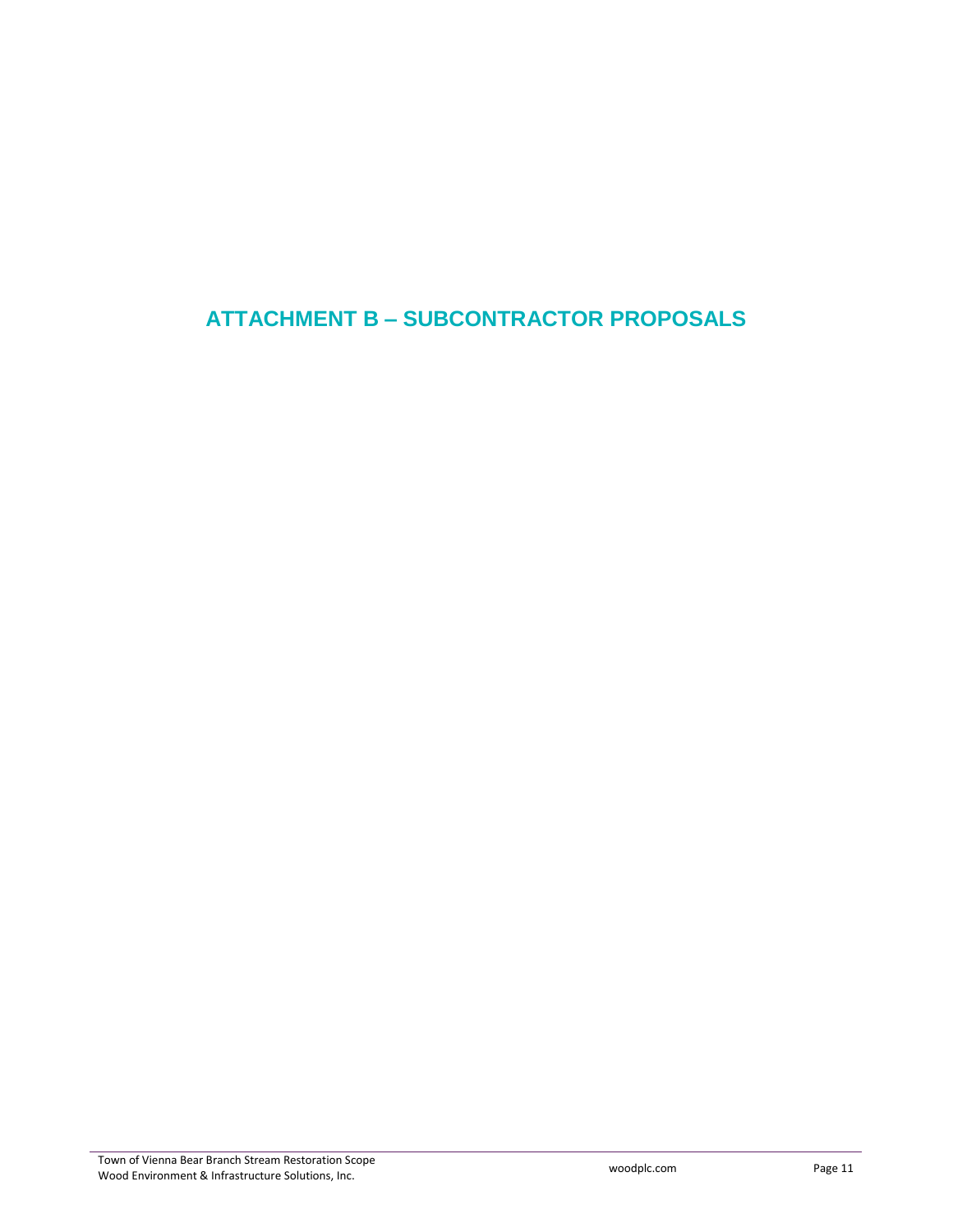# ATTACHMENT B – SUBCONTRACTOR PROPOSALS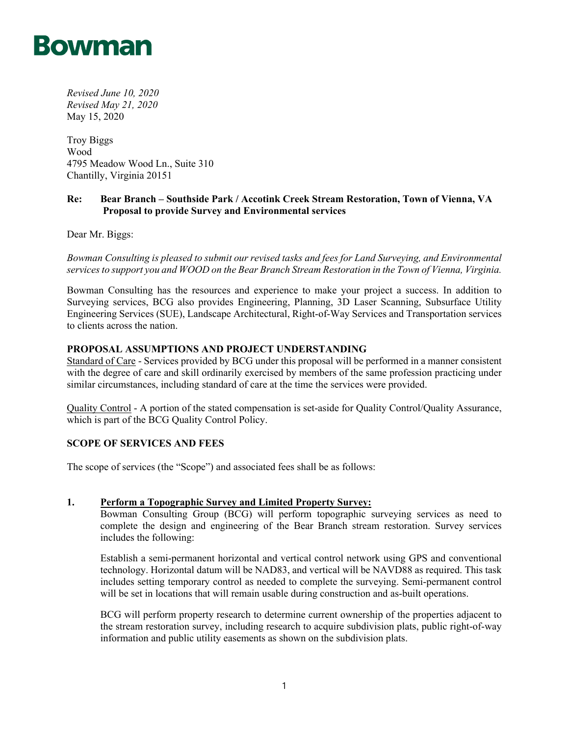**Bowman**

*Revised June 10, 2020*
*Revised May 21, 2020*
May 15, 2020

Troy Biggs
Wood
4795 Meadow Wood Ln., Suite 310
Chantilly, Virginia 20151

**Re: Bear Branch – Southside Park / Accotink Creek Stream Restoration, Town of Vienna, VA**
**Proposal to provide Survey and Environmental services**

Dear Mr. Biggs:

*Bowman Consulting is pleased to submit our revised tasks and fees for Land Surveying, and Environmental services to support you and WOOD on the Bear Branch Stream Restoration in the Town of Vienna, Virginia.*

Bowman Consulting has the resources and experience to make your project a success. In addition to Surveying services, BCG also provides Engineering, Planning, 3D Laser Scanning, Subsurface Utility Engineering Services (SUE), Landscape Architectural, Right-of-Way Services and Transportation services to clients across the nation.

## PROPOSAL ASSUMPTIONS AND PROJECT UNDERSTANDING

Standard of Care - Services provided by BCG under this proposal will be performed in a manner consistent with the degree of care and skill ordinarily exercised by members of the same profession practicing under similar circumstances, including standard of care at the time the services were provided.

Quality Control - A portion of the stated compensation is set-aside for Quality Control/Quality Assurance, which is part of the BCG Quality Control Policy.

## SCOPE OF SERVICES AND FEES

The scope of services (the "Scope") and associated fees shall be as follows:

### 1. Perform a Topographic Survey and Limited Property Survey:

Bowman Consulting Group (BCG) will perform topographic surveying services as need to complete the design and engineering of the Bear Branch stream restoration. Survey services includes the following:

Establish a semi-permanent horizontal and vertical control network using GPS and conventional technology. Horizontal datum will be NAD83, and vertical will be NAVD88 as required. This task includes setting temporary control as needed to complete the surveying. Semi-permanent control will be set in locations that will remain usable during construction and as-built operations.

BCG will perform property research to determine current ownership of the properties adjacent to the stream restoration survey, including research to acquire subdivision plats, public right-of-way information and public utility easements as shown on the subdivision plats.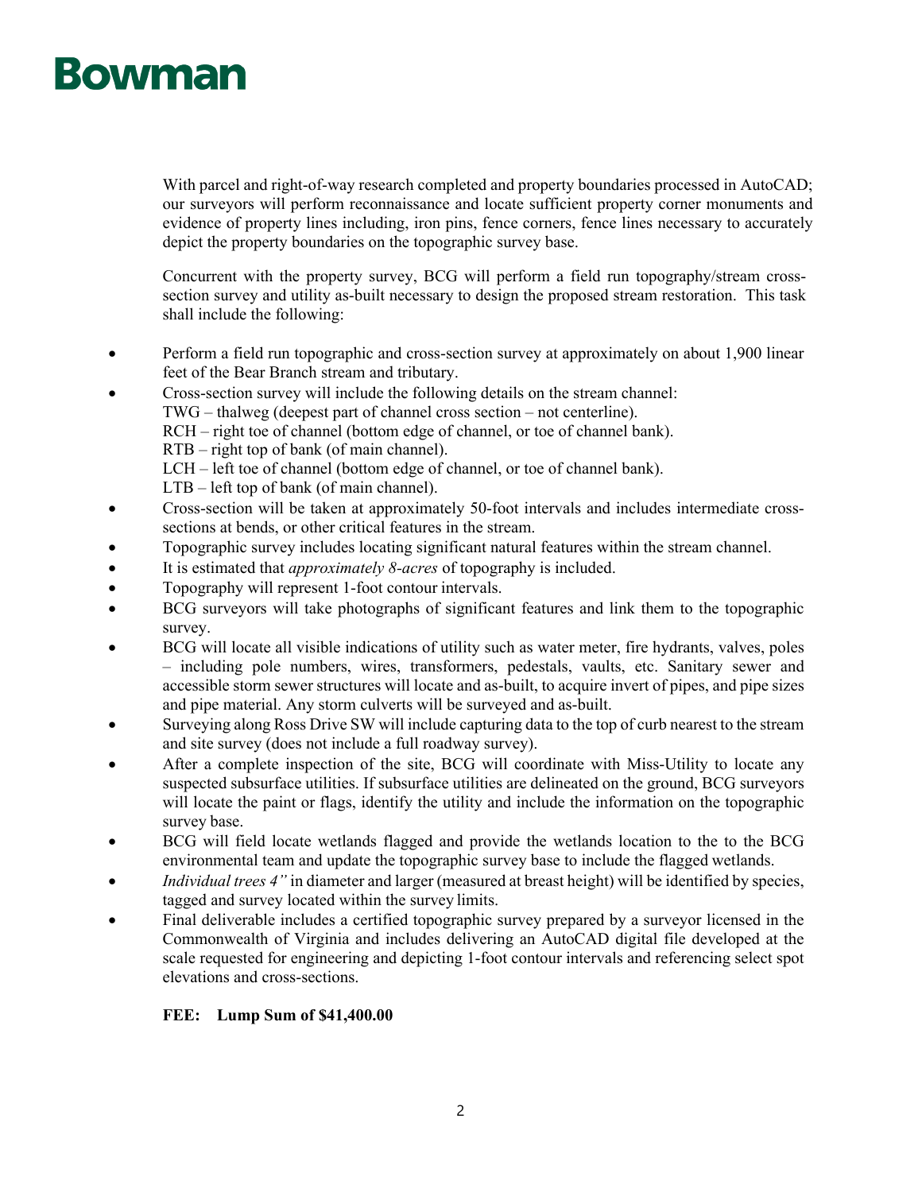With parcel and right-of-way research completed and property boundaries processed in AutoCAD; our surveyors will perform reconnaissance and locate sufficient property corner monuments and evidence of property lines including, iron pins, fence corners, fence lines necessary to accurately depict the property boundaries on the topographic survey base.

Concurrent with the property survey, BCG will perform a field run topography/stream cross-section survey and utility as-built necessary to design the proposed stream restoration. This task shall include the following:

- Perform a field run topographic and cross-section survey at approximately on about 1,900 linear feet of the Bear Branch stream and tributary.
- Cross-section survey will include the following details on the stream channel:
  TWG – thalweg (deepest part of channel cross section – not centerline).
  RCH – right toe of channel (bottom edge of channel, or toe of channel bank).
  RTB – right top of bank (of main channel).
  LCH – left toe of channel (bottom edge of channel, or toe of channel bank).
  LTB – left top of bank (of main channel).
- Cross-section will be taken at approximately 50-foot intervals and includes intermediate cross-sections at bends, or other critical features in the stream.
- Topographic survey includes locating significant natural features within the stream channel.
- It is estimated that *approximately 8-acres* of topography is included.
- Topography will represent 1-foot contour intervals.
- BCG surveyors will take photographs of significant features and link them to the topographic survey.
- BCG will locate all visible indications of utility such as water meter, fire hydrants, valves, poles – including pole numbers, wires, transformers, pedestals, vaults, etc. Sanitary sewer and accessible storm sewer structures will locate and as-built, to acquire invert of pipes, and pipe sizes and pipe material. Any storm culverts will be surveyed and as-built.
- Surveying along Ross Drive SW will include capturing data to the top of curb nearest to the stream and site survey (does not include a full roadway survey).
- After a complete inspection of the site, BCG will coordinate with Miss-Utility to locate any suspected subsurface utilities. If subsurface utilities are delineated on the ground, BCG surveyors will locate the paint or flags, identify the utility and include the information on the topographic survey base.
- BCG will field locate wetlands flagged and provide the wetlands location to the to the BCG environmental team and update the topographic survey base to include the flagged wetlands.
- *Individual trees 4"* in diameter and larger (measured at breast height) will be identified by species, tagged and survey located within the survey limits.
- Final deliverable includes a certified topographic survey prepared by a surveyor licensed in the Commonwealth of Virginia and includes delivering an AutoCAD digital file developed at the scale requested for engineering and depicting 1-foot contour intervals and referencing select spot elevations and cross-sections.

**FEE: Lump Sum of $41,400.00**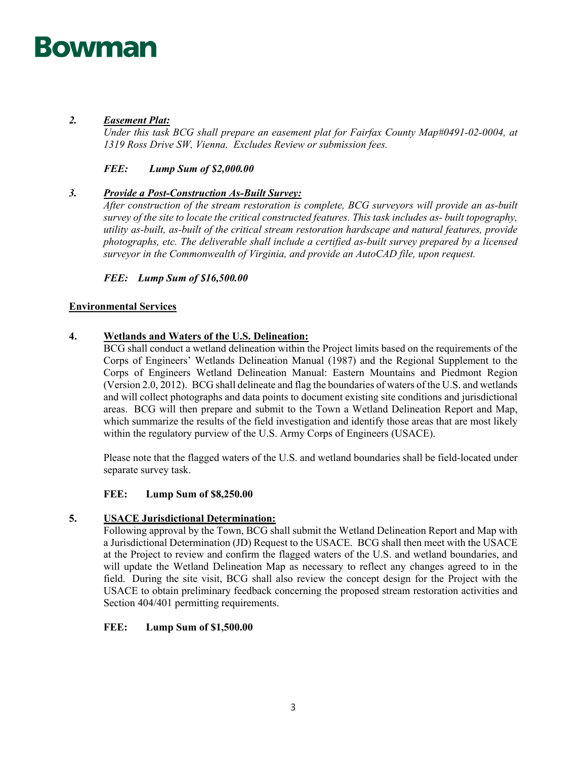2. ***Easement Plat:***
   *Under this task BCG shall prepare an easement plat for Fairfax County Map#0491-02-0004, at 1319 Ross Drive SW, Vienna. Excludes Review or submission fees.*

   ***FEE: Lump Sum of $2,000.00***

3. ***Provide a Post-Construction As-Built Survey:***
   *After construction of the stream restoration is complete, BCG surveyors will provide an as-built survey of the site to locate the critical constructed features. This task includes as- built topography, utility as-built, as-built of the critical stream restoration hardscape and natural features, provide photographs, etc. The deliverable shall include a certified as-built survey prepared by a licensed surveyor in the Commonwealth of Virginia, and provide an AutoCAD file, upon request.*

   ***FEE: Lump Sum of $16,500.00***

**Environmental Services**

4. **Wetlands and Waters of the U.S. Delineation:**
   BCG shall conduct a wetland delineation within the Project limits based on the requirements of the Corps of Engineers' Wetlands Delineation Manual (1987) and the Regional Supplement to the Corps of Engineers Wetland Delineation Manual: Eastern Mountains and Piedmont Region (Version 2.0, 2012). BCG shall delineate and flag the boundaries of waters of the U.S. and wetlands and will collect photographs and data points to document existing site conditions and jurisdictional areas. BCG will then prepare and submit to the Town a Wetland Delineation Report and Map, which summarize the results of the field investigation and identify those areas that are most likely within the regulatory purview of the U.S. Army Corps of Engineers (USACE).

   Please note that the flagged waters of the U.S. and wetland boundaries shall be field-located under separate survey task.

   **FEE: Lump Sum of $8,250.00**

5. **USACE Jurisdictional Determination:**
   Following approval by the Town, BCG shall submit the Wetland Delineation Report and Map with a Jurisdictional Determination (JD) Request to the USACE. BCG shall then meet with the USACE at the Project to review and confirm the flagged waters of the U.S. and wetland boundaries, and will update the Wetland Delineation Map as necessary to reflect any changes agreed to in the field. During the site visit, BCG shall also review the concept design for the Project with the USACE to obtain preliminary feedback concerning the proposed stream restoration activities and Section 404/401 permitting requirements.

   **FEE: Lump Sum of $1,500.00**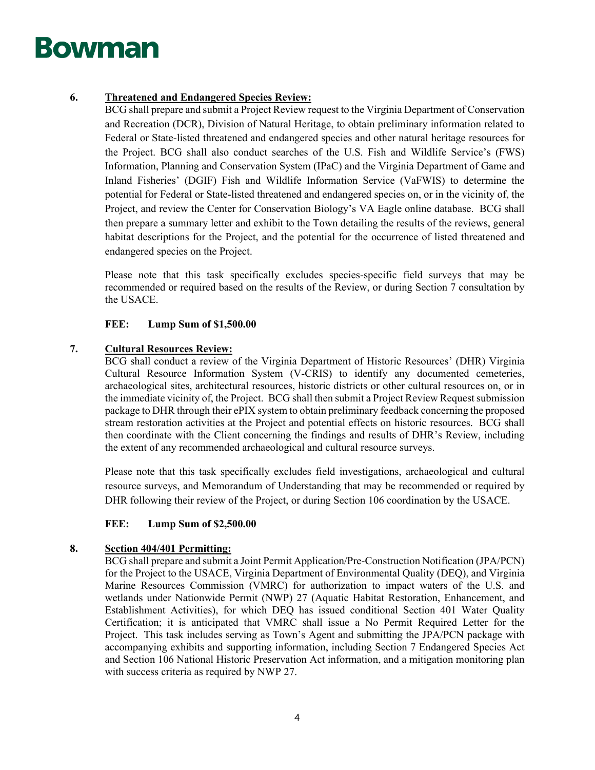**6. Threatened and Endangered Species Review:**

BCG shall prepare and submit a Project Review request to the Virginia Department of Conservation and Recreation (DCR), Division of Natural Heritage, to obtain preliminary information related to Federal or State-listed threatened and endangered species and other natural heritage resources for the Project. BCG shall also conduct searches of the U.S. Fish and Wildlife Service's (FWS) Information, Planning and Conservation System (IPaC) and the Virginia Department of Game and Inland Fisheries' (DGIF) Fish and Wildlife Information Service (VaFWIS) to determine the potential for Federal or State-listed threatened and endangered species on, or in the vicinity of, the Project, and review the Center for Conservation Biology's VA Eagle online database. BCG shall then prepare a summary letter and exhibit to the Town detailing the results of the reviews, general habitat descriptions for the Project, and the potential for the occurrence of listed threatened and endangered species on the Project.

Please note that this task specifically excludes species-specific field surveys that may be recommended or required based on the results of the Review, or during Section 7 consultation by the USACE.

**FEE: Lump Sum of $1,500.00**

**7. Cultural Resources Review:**

BCG shall conduct a review of the Virginia Department of Historic Resources' (DHR) Virginia Cultural Resource Information System (V-CRIS) to identify any documented cemeteries, archaeological sites, architectural resources, historic districts or other cultural resources on, or in the immediate vicinity of, the Project. BCG shall then submit a Project Review Request submission package to DHR through their ePIX system to obtain preliminary feedback concerning the proposed stream restoration activities at the Project and potential effects on historic resources. BCG shall then coordinate with the Client concerning the findings and results of DHR's Review, including the extent of any recommended archaeological and cultural resource surveys.

Please note that this task specifically excludes field investigations, archaeological and cultural resource surveys, and Memorandum of Understanding that may be recommended or required by DHR following their review of the Project, or during Section 106 coordination by the USACE.

**FEE: Lump Sum of $2,500.00**

**8. Section 404/401 Permitting:**

BCG shall prepare and submit a Joint Permit Application/Pre-Construction Notification (JPA/PCN) for the Project to the USACE, Virginia Department of Environmental Quality (DEQ), and Virginia Marine Resources Commission (VMRC) for authorization to impact waters of the U.S. and wetlands under Nationwide Permit (NWP) 27 (Aquatic Habitat Restoration, Enhancement, and Establishment Activities), for which DEQ has issued conditional Section 401 Water Quality Certification; it is anticipated that VMRC shall issue a No Permit Required Letter for the Project. This task includes serving as Town's Agent and submitting the JPA/PCN package with accompanying exhibits and supporting information, including Section 7 Endangered Species Act and Section 106 National Historic Preservation Act information, and a mitigation monitoring plan with success criteria as required by NWP 27.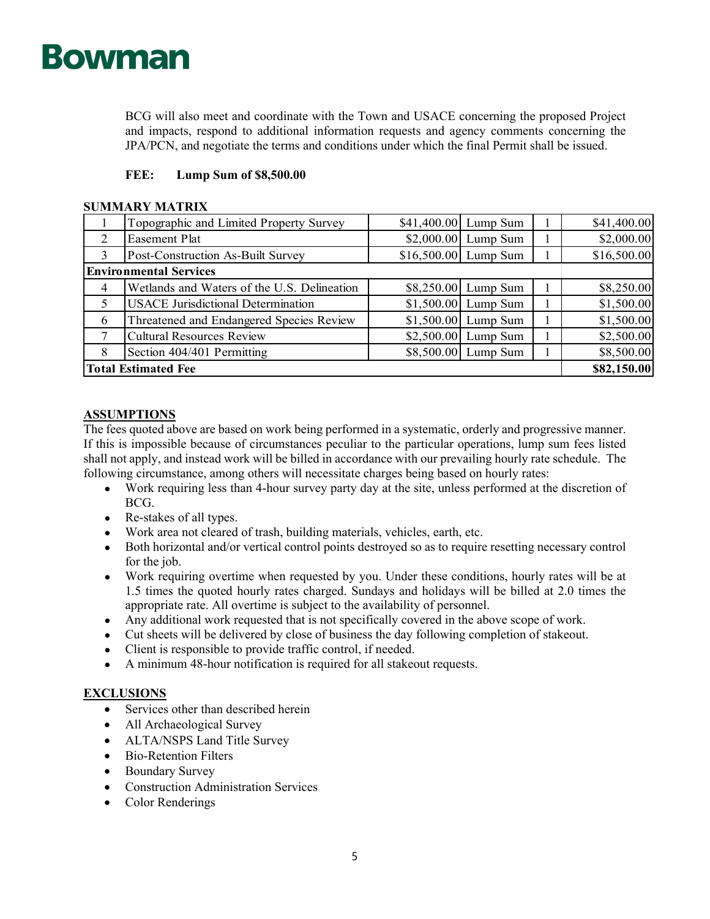BCG will also meet and coordinate with the Town and USACE concerning the proposed Project and impacts, respond to additional information requests and agency comments concerning the JPA/PCN, and negotiate the terms and conditions under which the final Permit shall be issued.

**FEE: Lump Sum of $8,500.00**

**SUMMARY MATRIX**

| | | | | | |
|---|---|---|---|---|---|
| 1 | Topographic and Limited Property Survey | $41,400.00 | Lump Sum | 1 | $41,400.00 |
| 2 | Easement Plat | $2,000.00 | Lump Sum | 1 | $2,000.00 |
| 3 | Post-Construction As-Built Survey | $16,500.00 | Lump Sum | 1 | $16,500.00 |
| **Environmental Services** | | | | | |
| 4 | Wetlands and Waters of the U.S. Delineation | $8,250.00 | Lump Sum | 1 | $8,250.00 |
| 5 | USACE Jurisdictional Determination | $1,500.00 | Lump Sum | 1 | $1,500.00 |
| 6 | Threatened and Endangered Species Review | $1,500.00 | Lump Sum | 1 | $1,500.00 |
| 7 | Cultural Resources Review | $2,500.00 | Lump Sum | 1 | $2,500.00 |
| 8 | Section 404/401 Permitting | $8,500.00 | Lump Sum | 1 | $8,500.00 |
| **Total Estimated Fee** | | | | | **$82,150.00** |

## ASSUMPTIONS

The fees quoted above are based on work being performed in a systematic, orderly and progressive manner. If this is impossible because of circumstances peculiar to the particular operations, lump sum fees listed shall not apply, and instead work will be billed in accordance with our prevailing hourly rate schedule. The following circumstance, among others will necessitate charges being based on hourly rates:

- Work requiring less than 4-hour survey party day at the site, unless performed at the discretion of BCG.
- Re-stakes of all types.
- Work area not cleared of trash, building materials, vehicles, earth, etc.
- Both horizontal and/or vertical control points destroyed so as to require resetting necessary control for the job.
- Work requiring overtime when requested by you. Under these conditions, hourly rates will be at 1.5 times the quoted hourly rates charged. Sundays and holidays will be billed at 2.0 times the appropriate rate. All overtime is subject to the availability of personnel.
- Any additional work requested that is not specifically covered in the above scope of work.
- Cut sheets will be delivered by close of business the day following completion of stakeout.
- Client is responsible to provide traffic control, if needed.
- A minimum 48-hour notification is required for all stakeout requests.

## EXCLUSIONS

- Services other than described herein
- All Archaeological Survey
- ALTA/NSPS Land Title Survey
- Bio-Retention Filters
- Boundary Survey
- Construction Administration Services
- Color Renderings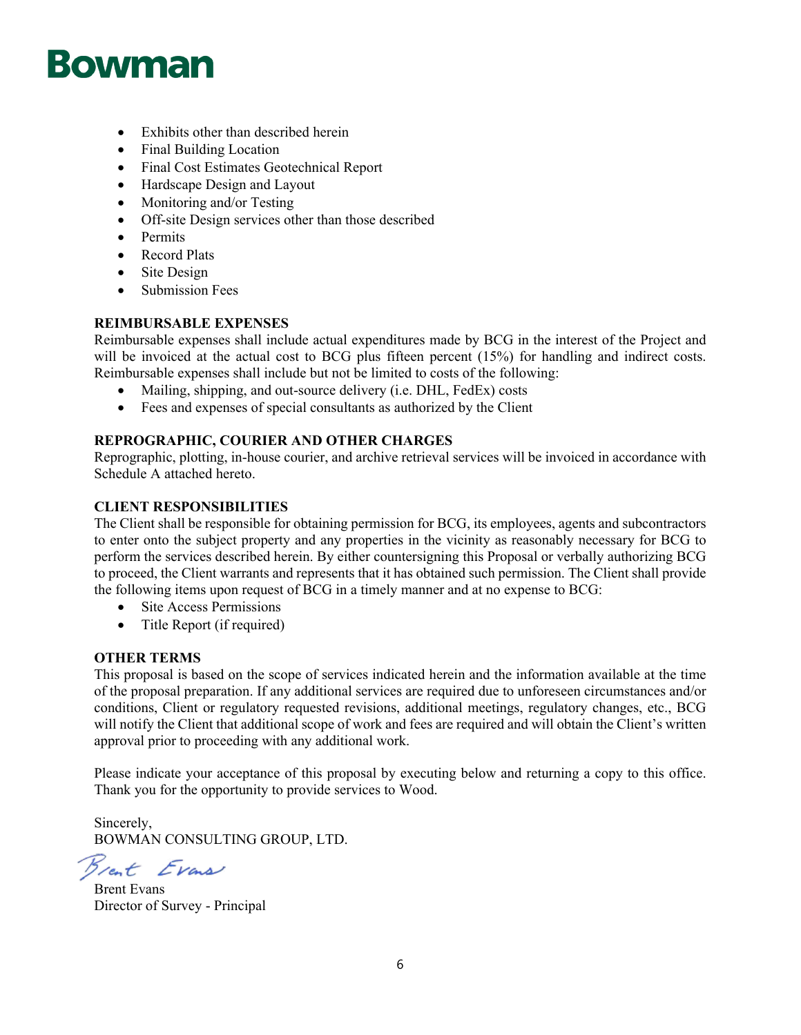- Exhibits other than described herein
- Final Building Location
- Final Cost Estimates Geotechnical Report
- Hardscape Design and Layout
- Monitoring and/or Testing
- Off-site Design services other than those described
- Permits
- Record Plats
- Site Design
- Submission Fees

**REIMBURSABLE EXPENSES**

Reimbursable expenses shall include actual expenditures made by BCG in the interest of the Project and will be invoiced at the actual cost to BCG plus fifteen percent (15%) for handling and indirect costs. Reimbursable expenses shall include but not be limited to costs of the following:

- Mailing, shipping, and out-source delivery (i.e. DHL, FedEx) costs
- Fees and expenses of special consultants as authorized by the Client

**REPROGRAPHIC, COURIER AND OTHER CHARGES**

Reprographic, plotting, in-house courier, and archive retrieval services will be invoiced in accordance with Schedule A attached hereto.

**CLIENT RESPONSIBILITIES**

The Client shall be responsible for obtaining permission for BCG, its employees, agents and subcontractors to enter onto the subject property and any properties in the vicinity as reasonably necessary for BCG to perform the services described herein. By either countersigning this Proposal or verbally authorizing BCG to proceed, the Client warrants and represents that it has obtained such permission. The Client shall provide the following items upon request of BCG in a timely manner and at no expense to BCG:

- Site Access Permissions
- Title Report (if required)

**OTHER TERMS**

This proposal is based on the scope of services indicated herein and the information available at the time of the proposal preparation. If any additional services are required due to unforeseen circumstances and/or conditions, Client or regulatory requested revisions, additional meetings, regulatory changes, etc., BCG will notify the Client that additional scope of work and fees are required and will obtain the Client's written approval prior to proceeding with any additional work.

Please indicate your acceptance of this proposal by executing below and returning a copy to this office. Thank you for the opportunity to provide services to Wood.

Sincerely,
BOWMAN CONSULTING GROUP, LTD.

Brent Evans

Brent Evans
Director of Survey - Principal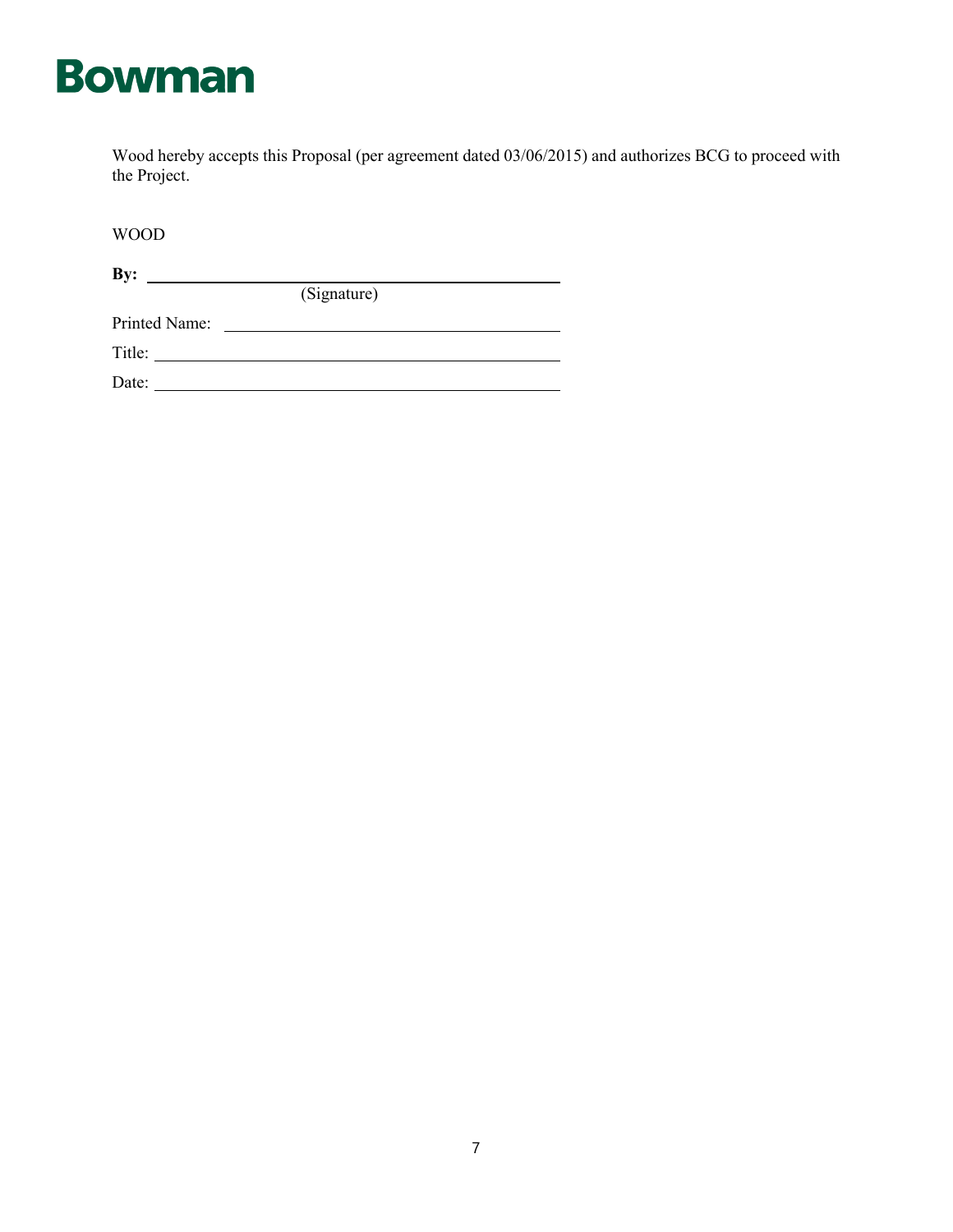Bowman

Wood hereby accepts this Proposal (per agreement dated 03/06/2015) and authorizes BCG to proceed with the Project.

WOOD

**By:** ______________________________________
(Signature)

Printed Name: ______________________________

Title: ______________________________________

Date: ______________________________________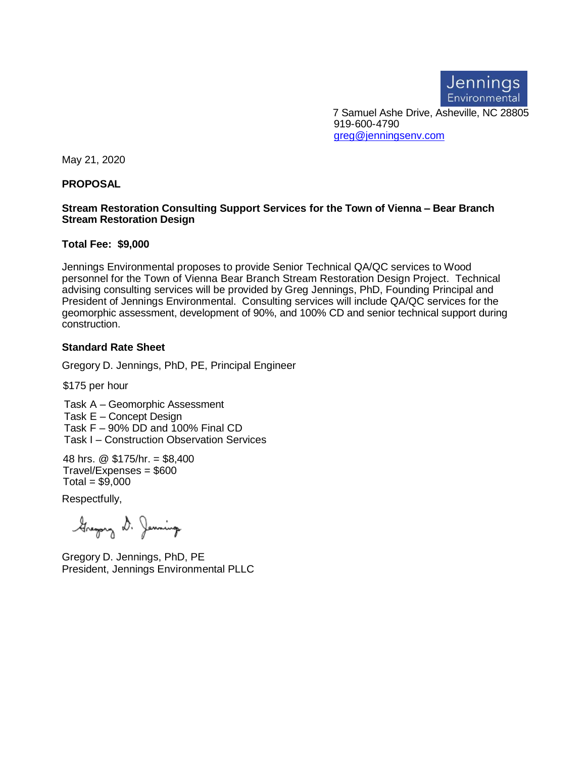Jennings Environmental

7 Samuel Ashe Drive, Asheville, NC 28805
919-600-4790
greg@jenningsenv.com

May 21, 2020

**PROPOSAL**

**Stream Restoration Consulting Support Services for the Town of Vienna – Bear Branch Stream Restoration Design**

**Total Fee: $9,000**

Jennings Environmental proposes to provide Senior Technical QA/QC services to Wood personnel for the Town of Vienna Bear Branch Stream Restoration Design Project. Technical advising consulting services will be provided by Greg Jennings, PhD, Founding Principal and President of Jennings Environmental. Consulting services will include QA/QC services for the geomorphic assessment, development of 90%, and 100% CD and senior technical support during construction.

**Standard Rate Sheet**

Gregory D. Jennings, PhD, PE, Principal Engineer

$175 per hour

Task A – Geomorphic Assessment
Task E – Concept Design
Task F – 90% DD and 100% Final CD
Task I – Construction Observation Services

48 hrs. @ $175/hr. = $8,400
Travel/Expenses = $600
Total = $9,000

Respectfully,

Gregory D. Jennings

Gregory D. Jennings, PhD, PE
President, Jennings Environmental PLLC